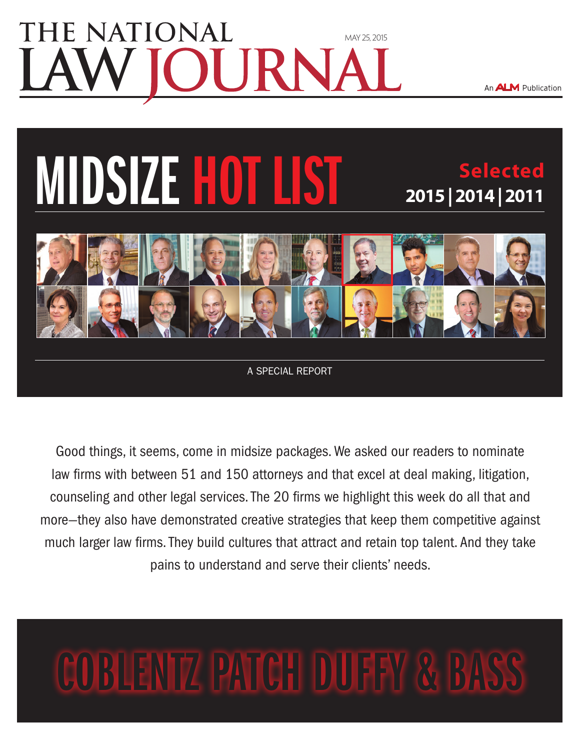# THE NATIONAL LAW JOURNAL

MAY 25, 2015

An ALM Publication

# MIDSIZE HOT LIST

**Selected**
**2015 | 2014 | 2011**

A SPECIAL REPORT

Good things, it seems, come in midsize packages. We asked our readers to nominate law firms with between 51 and 150 attorneys and that excel at deal making, litigation, counseling and other legal services. The 20 firms we highlight this week do all that and more—they also have demonstrated creative strategies that keep them competitive against much larger law firms. They build cultures that attract and retain top talent. And they take pains to understand and serve their clients' needs.

# COBLENTZ PATCH DUFFY & BASS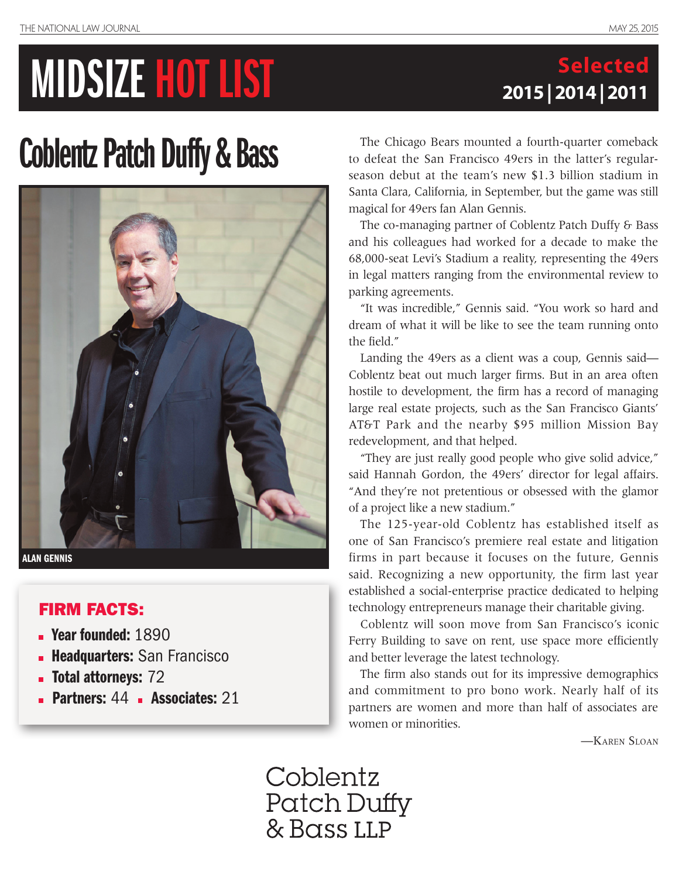# MIDSIZE HOT LIST

**Selected**
**2015 | 2014 | 2011**

## Coblentz Patch Duffy & Bass

ALAN GENNIS

### FIRM FACTS:

- **Year founded:** 1890
- **Headquarters:** San Francisco
- **Total attorneys:** 72
- **Partners:** 44
- **Associates:** 21

The Chicago Bears mounted a fourth-quarter comeback to defeat the San Francisco 49ers in the latter's regular-season debut at the team's new $1.3 billion stadium in Santa Clara, California, in September, but the game was still magical for 49ers fan Alan Gennis.

The co-managing partner of Coblentz Patch Duffy & Bass and his colleagues had worked for a decade to make the 68,000-seat Levi's Stadium a reality, representing the 49ers in legal matters ranging from the environmental review to parking agreements.

"It was incredible," Gennis said. "You work so hard and dream of what it will be like to see the team running onto the field."

Landing the 49ers as a client was a coup, Gennis said—Coblentz beat out much larger firms. But in an area often hostile to development, the firm has a record of managing large real estate projects, such as the San Francisco Giants' AT&T Park and the nearby $95 million Mission Bay redevelopment, and that helped.

"They are just really good people who give solid advice," said Hannah Gordon, the 49ers' director for legal affairs. "And they're not pretentious or obsessed with the glamor of a project like a new stadium."

The 125-year-old Coblentz has established itself as one of San Francisco's premiere real estate and litigation firms in part because it focuses on the future, Gennis said. Recognizing a new opportunity, the firm last year established a social-enterprise practice dedicated to helping technology entrepreneurs manage their charitable giving.

Coblentz will soon move from San Francisco's iconic Ferry Building to save on rent, use space more efficiently and better leverage the latest technology.

The firm also stands out for its impressive demographics and commitment to pro bono work. Nearly half of its partners are women and more than half of associates are women or minorities.

—Karen Sloan

Coblentz
Patch Duffy
& Bass LLP